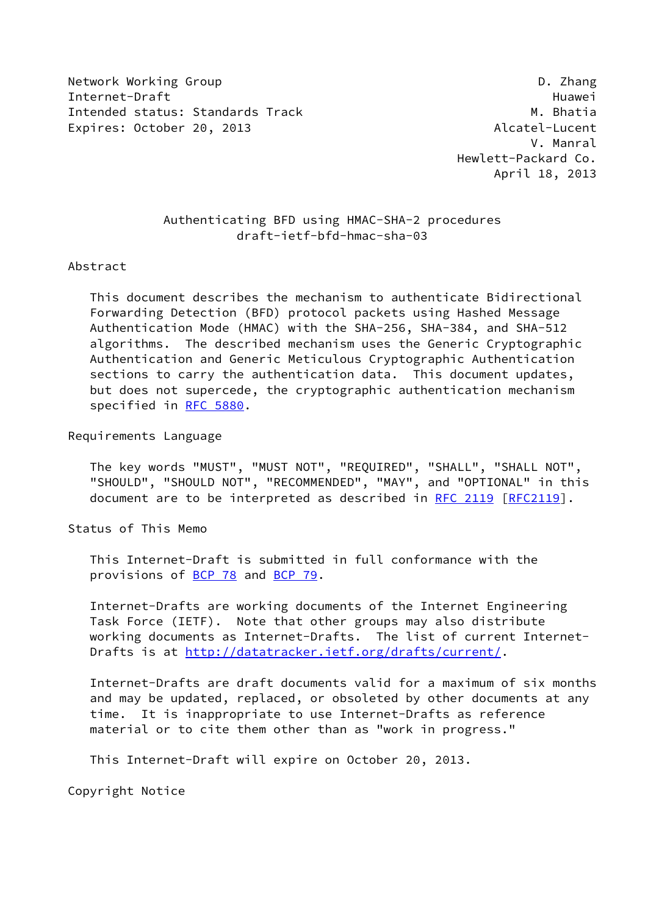Network Working Group D. Zhang
Internet-Draft Huawei
Intended status: Standards Track M. Bhatia
Expires: October 20, 2013 Alcatel-Lucent
V. Manral
Hewlett-Packard Co.
April 18, 2013

# Authenticating BFD using HMAC-SHA-2 procedures
draft-ietf-bfd-hmac-sha-03

## Abstract

This document describes the mechanism to authenticate Bidirectional Forwarding Detection (BFD) protocol packets using Hashed Message Authentication Mode (HMAC) with the SHA-256, SHA-384, and SHA-512 algorithms. The described mechanism uses the Generic Cryptographic Authentication and Generic Meticulous Cryptographic Authentication sections to carry the authentication data. This document updates, but does not supercede, the cryptographic authentication mechanism specified in RFC 5880.

## Requirements Language

The key words "MUST", "MUST NOT", "REQUIRED", "SHALL", "SHALL NOT", "SHOULD", "SHOULD NOT", "RECOMMENDED", "MAY", and "OPTIONAL" in this document are to be interpreted as described in RFC 2119 [RFC2119].

## Status of This Memo

This Internet-Draft is submitted in full conformance with the provisions of BCP 78 and BCP 79.

Internet-Drafts are working documents of the Internet Engineering Task Force (IETF). Note that other groups may also distribute working documents as Internet-Drafts. The list of current Internet-Drafts is at http://datatracker.ietf.org/drafts/current/.

Internet-Drafts are draft documents valid for a maximum of six months and may be updated, replaced, or obsoleted by other documents at any time. It is inappropriate to use Internet-Drafts as reference material or to cite them other than as "work in progress."

This Internet-Draft will expire on October 20, 2013.

## Copyright Notice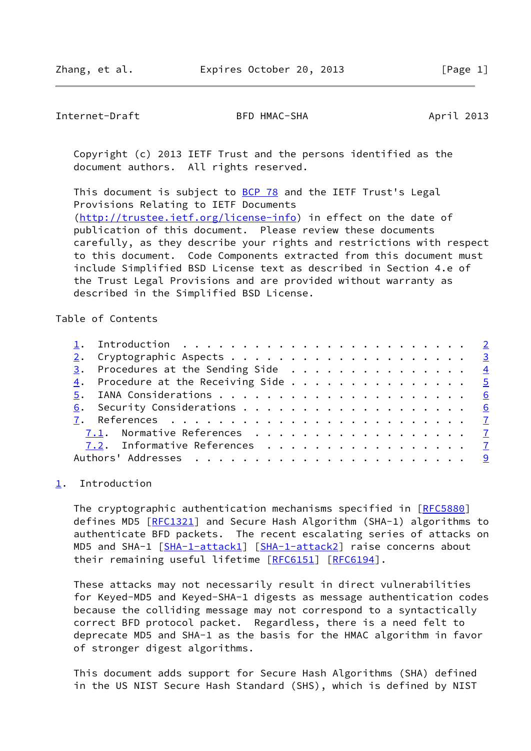Copyright (c) 2013 IETF Trust and the persons identified as the document authors. All rights reserved.

This document is subject to BCP 78 and the IETF Trust's Legal Provisions Relating to IETF Documents (http://trustee.ietf.org/license-info) in effect on the date of publication of this document. Please review these documents carefully, as they describe your rights and restrictions with respect to this document. Code Components extracted from this document must include Simplified BSD License text as described in Section 4.e of the Trust Legal Provisions and are provided without warranty as described in the Simplified BSD License.

Table of Contents

```
   1.  Introduction . . . . . . . . . . . . . . . . . . . . . . . .   2
   2.  Cryptographic Aspects  . . . . . . . . . . . . . . . . . . .   3
   3.  Procedures at the Sending Side . . . . . . . . . . . . . . .   4
   4.  Procedure at the Receiving Side  . . . . . . . . . . . . . .   5
   5.  IANA Considerations  . . . . . . . . . . . . . . . . . . . .   6
   6.  Security Considerations  . . . . . . . . . . . . . . . . . .   6
   7.  References . . . . . . . . . . . . . . . . . . . . . . . . .   7
     7.1.  Normative References . . . . . . . . . . . . . . . . . .   7
     7.2.  Informative References . . . . . . . . . . . . . . . . .   7
   Authors' Addresses . . . . . . . . . . . . . . . . . . . . . . .   9
```

## 1. Introduction

The cryptographic authentication mechanisms specified in [RFC5880] defines MD5 [RFC1321] and Secure Hash Algorithm (SHA-1) algorithms to authenticate BFD packets. The recent escalating series of attacks on MD5 and SHA-1 [SHA-1-attack1] [SHA-1-attack2] raise concerns about their remaining useful lifetime [RFC6151] [RFC6194].

These attacks may not necessarily result in direct vulnerabilities for Keyed-MD5 and Keyed-SHA-1 digests as message authentication codes because the colliding message may not correspond to a syntactically correct BFD protocol packet. Regardless, there is a need felt to deprecate MD5 and SHA-1 as the basis for the HMAC algorithm in favor of stronger digest algorithms.

This document adds support for Secure Hash Algorithms (SHA) defined in the US NIST Secure Hash Standard (SHS), which is defined by NIST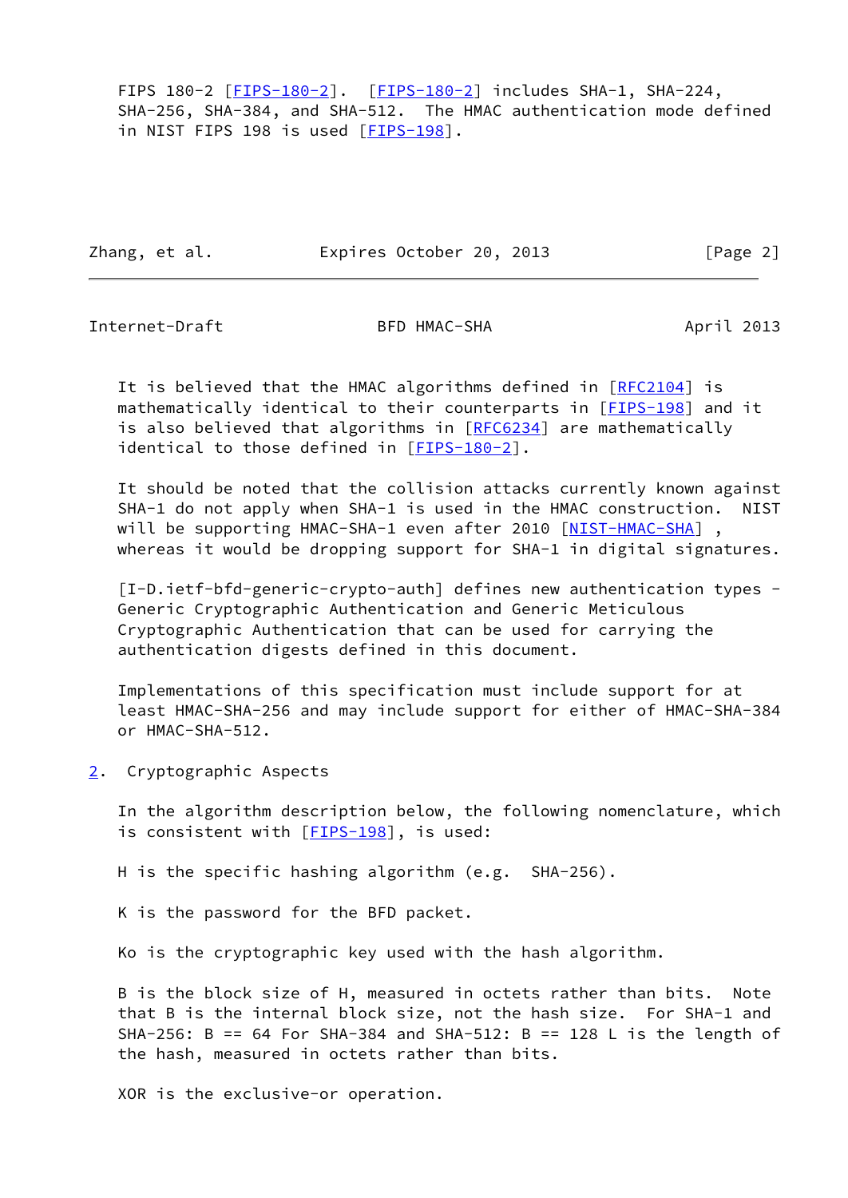FIPS 180-2 [FIPS-180-2]. [FIPS-180-2] includes SHA-1, SHA-224, SHA-256, SHA-384, and SHA-512. The HMAC authentication mode defined in NIST FIPS 198 is used [FIPS-198].

It is believed that the HMAC algorithms defined in [RFC2104] is mathematically identical to their counterparts in [FIPS-198] and it is also believed that algorithms in [RFC6234] are mathematically identical to those defined in [FIPS-180-2].

It should be noted that the collision attacks currently known against SHA-1 do not apply when SHA-1 is used in the HMAC construction. NIST will be supporting HMAC-SHA-1 even after 2010 [NIST-HMAC-SHA] , whereas it would be dropping support for SHA-1 in digital signatures.

[I-D.ietf-bfd-generic-crypto-auth] defines new authentication types - Generic Cryptographic Authentication and Generic Meticulous Cryptographic Authentication that can be used for carrying the authentication digests defined in this document.

Implementations of this specification must include support for at least HMAC-SHA-256 and may include support for either of HMAC-SHA-384 or HMAC-SHA-512.

## 2. Cryptographic Aspects

In the algorithm description below, the following nomenclature, which is consistent with [FIPS-198], is used:

H is the specific hashing algorithm (e.g. SHA-256).

K is the password for the BFD packet.

Ko is the cryptographic key used with the hash algorithm.

B is the block size of H, measured in octets rather than bits. Note that B is the internal block size, not the hash size. For SHA-1 and SHA-256: B == 64 For SHA-384 and SHA-512: B == 128 L is the length of the hash, measured in octets rather than bits.

XOR is the exclusive-or operation.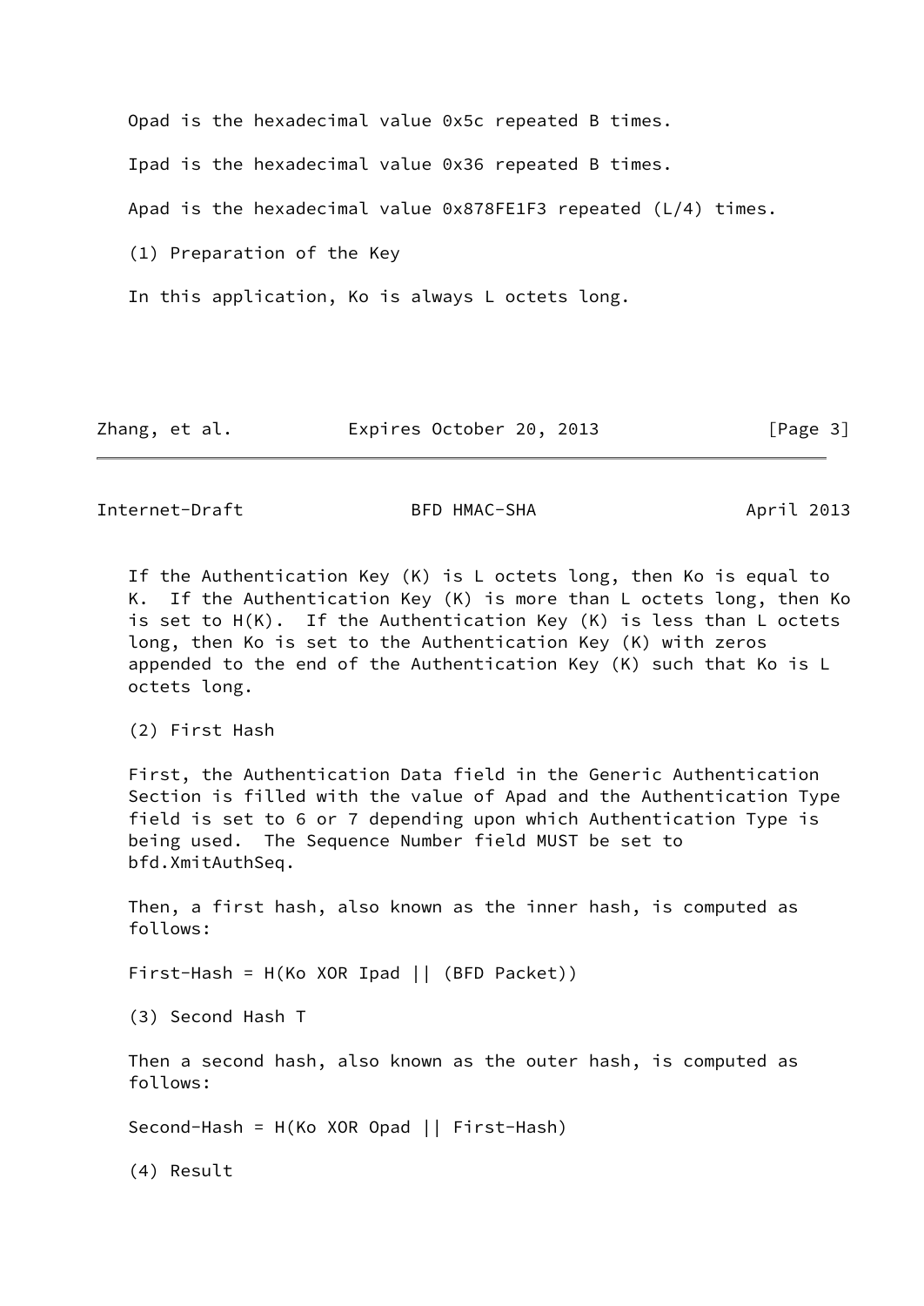Opad is the hexadecimal value 0x5c repeated B times.

Ipad is the hexadecimal value 0x36 repeated B times.

Apad is the hexadecimal value 0x878FE1F3 repeated (L/4) times.

(1) Preparation of the Key

In this application, Ko is always L octets long.

If the Authentication Key (K) is L octets long, then Ko is equal to K. If the Authentication Key (K) is more than L octets long, then Ko is set to H(K). If the Authentication Key (K) is less than L octets long, then Ko is set to the Authentication Key (K) with zeros appended to the end of the Authentication Key (K) such that Ko is L octets long.

(2) First Hash

First, the Authentication Data field in the Generic Authentication Section is filled with the value of Apad and the Authentication Type field is set to 6 or 7 depending upon which Authentication Type is being used. The Sequence Number field MUST be set to bfd.XmitAuthSeq.

Then, a first hash, also known as the inner hash, is computed as follows:

First-Hash = H(Ko XOR Ipad || (BFD Packet))

(3) Second Hash T

Then a second hash, also known as the outer hash, is computed as follows:

Second-Hash = H(Ko XOR Opad || First-Hash)

(4) Result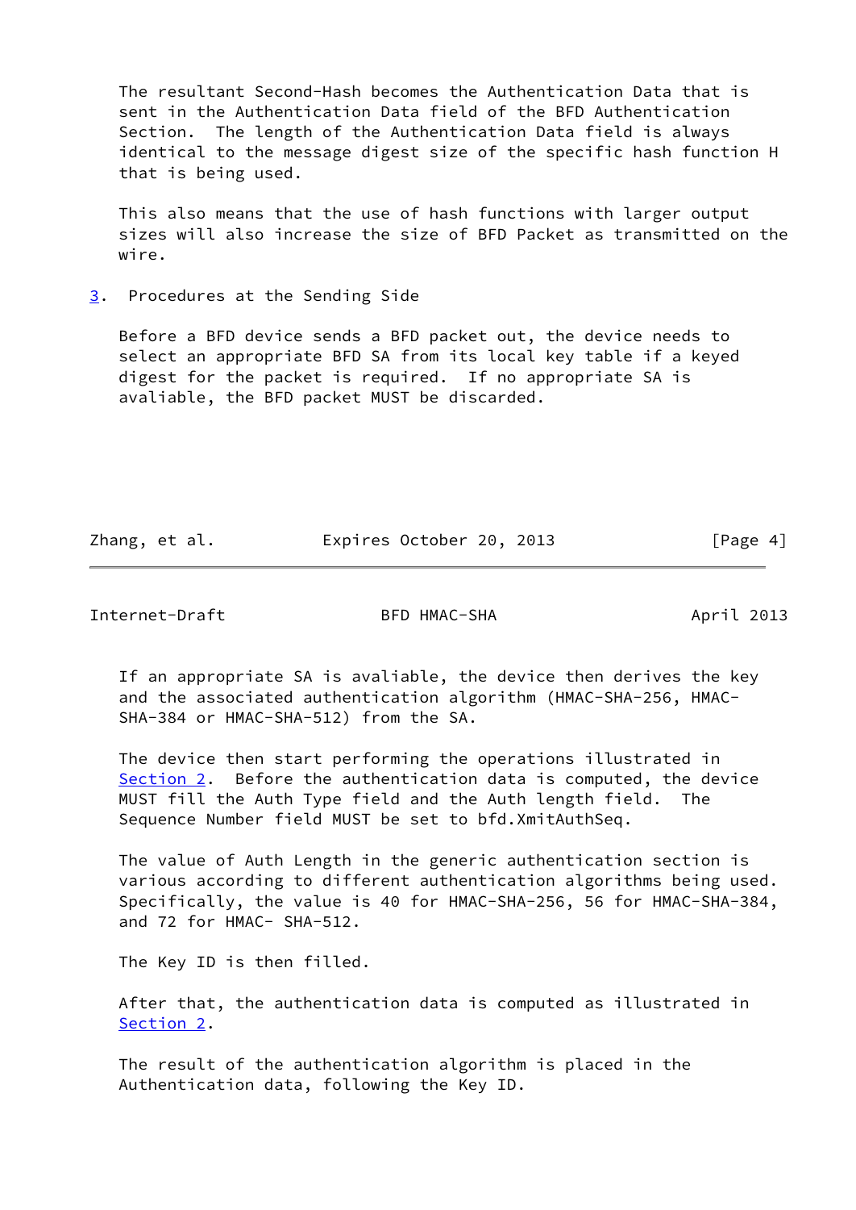The resultant Second-Hash becomes the Authentication Data that is sent in the Authentication Data field of the BFD Authentication Section. The length of the Authentication Data field is always identical to the message digest size of the specific hash function H that is being used.

This also means that the use of hash functions with larger output sizes will also increase the size of BFD Packet as transmitted on the wire.

## 3. Procedures at the Sending Side

Before a BFD device sends a BFD packet out, the device needs to select an appropriate BFD SA from its local key table if a keyed digest for the packet is required. If no appropriate SA is avaliable, the BFD packet MUST be discarded.

If an appropriate SA is avaliable, the device then derives the key and the associated authentication algorithm (HMAC-SHA-256, HMAC-SHA-384 or HMAC-SHA-512) from the SA.

The device then start performing the operations illustrated in Section 2. Before the authentication data is computed, the device MUST fill the Auth Type field and the Auth length field. The Sequence Number field MUST be set to bfd.XmitAuthSeq.

The value of Auth Length in the generic authentication section is various according to different authentication algorithms being used. Specifically, the value is 40 for HMAC-SHA-256, 56 for HMAC-SHA-384, and 72 for HMAC- SHA-512.

The Key ID is then filled.

After that, the authentication data is computed as illustrated in Section 2.

The result of the authentication algorithm is placed in the Authentication data, following the Key ID.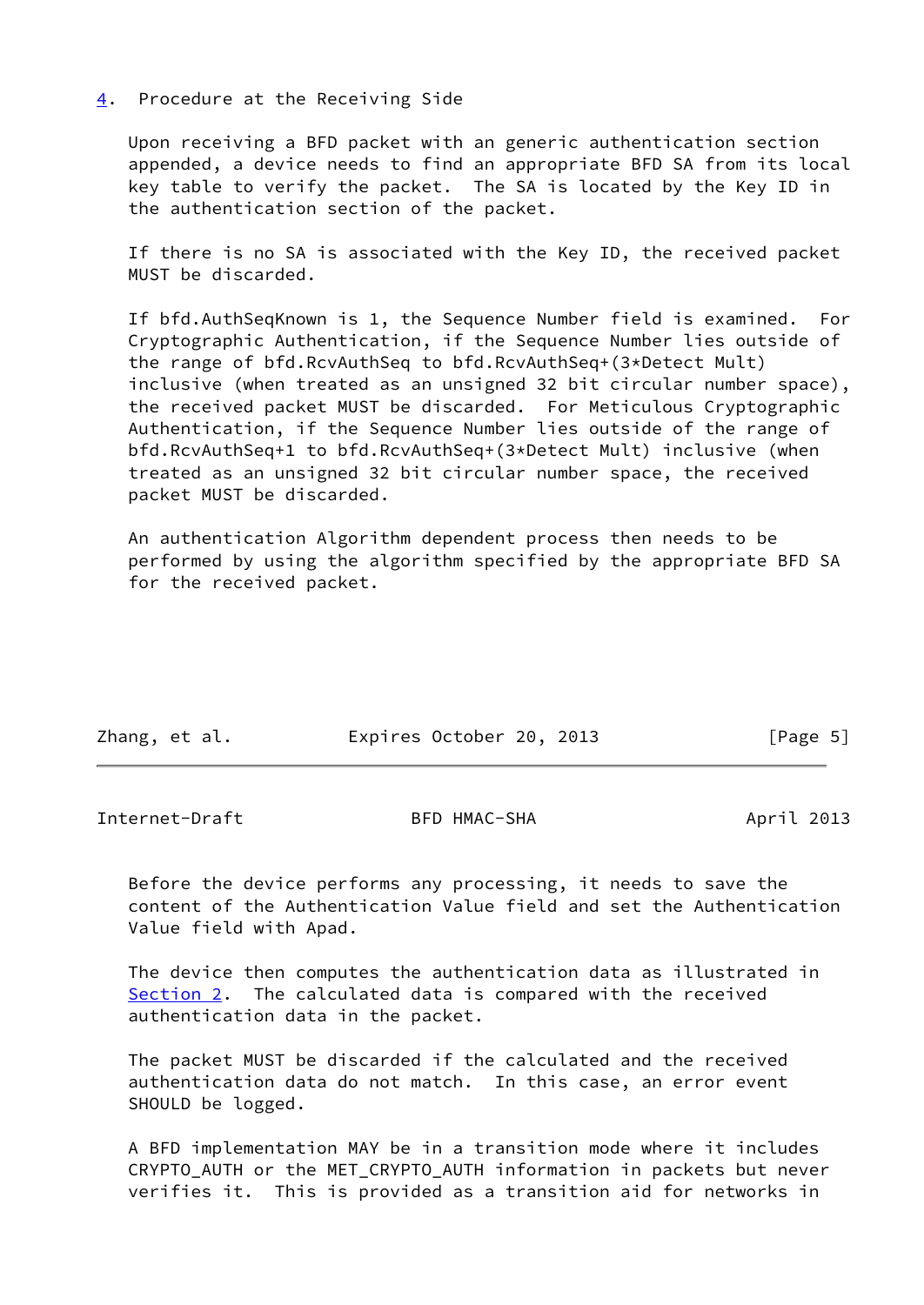## 4. Procedure at the Receiving Side

Upon receiving a BFD packet with an generic authentication section appended, a device needs to find an appropriate BFD SA from its local key table to verify the packet. The SA is located by the Key ID in the authentication section of the packet.

If there is no SA is associated with the Key ID, the received packet MUST be discarded.

If bfd.AuthSeqKnown is 1, the Sequence Number field is examined. For Cryptographic Authentication, if the Sequence Number lies outside of the range of bfd.RcvAuthSeq to bfd.RcvAuthSeq+(3*Detect Mult) inclusive (when treated as an unsigned 32 bit circular number space), the received packet MUST be discarded. For Meticulous Cryptographic Authentication, if the Sequence Number lies outside of the range of bfd.RcvAuthSeq+1 to bfd.RcvAuthSeq+(3*Detect Mult) inclusive (when treated as an unsigned 32 bit circular number space, the received packet MUST be discarded.

An authentication Algorithm dependent process then needs to be performed by using the algorithm specified by the appropriate BFD SA for the received packet.

Before the device performs any processing, it needs to save the content of the Authentication Value field and set the Authentication Value field with Apad.

The device then computes the authentication data as illustrated in Section 2. The calculated data is compared with the received authentication data in the packet.

The packet MUST be discarded if the calculated and the received authentication data do not match. In this case, an error event SHOULD be logged.

A BFD implementation MAY be in a transition mode where it includes CRYPTO_AUTH or the MET_CRYPTO_AUTH information in packets but never verifies it. This is provided as a transition aid for networks in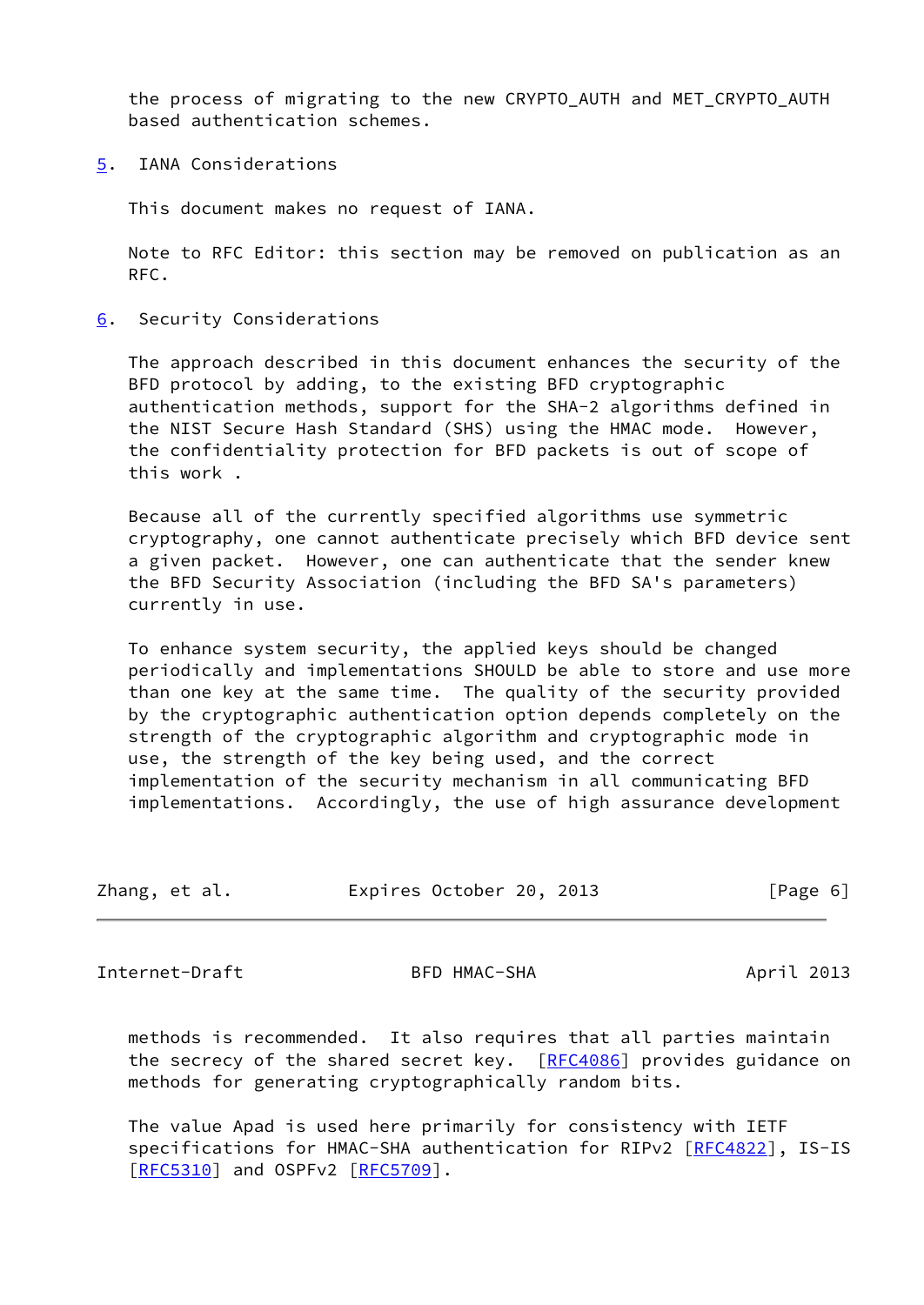the process of migrating to the new CRYPTO_AUTH and MET_CRYPTO_AUTH based authentication schemes.

## 5. IANA Considerations

This document makes no request of IANA.

Note to RFC Editor: this section may be removed on publication as an RFC.

## 6. Security Considerations

The approach described in this document enhances the security of the BFD protocol by adding, to the existing BFD cryptographic authentication methods, support for the SHA-2 algorithms defined in the NIST Secure Hash Standard (SHS) using the HMAC mode. However, the confidentiality protection for BFD packets is out of scope of this work .

Because all of the currently specified algorithms use symmetric cryptography, one cannot authenticate precisely which BFD device sent a given packet. However, one can authenticate that the sender knew the BFD Security Association (including the BFD SA's parameters) currently in use.

To enhance system security, the applied keys should be changed periodically and implementations SHOULD be able to store and use more than one key at the same time. The quality of the security provided by the cryptographic authentication option depends completely on the strength of the cryptographic algorithm and cryptographic mode in use, the strength of the key being used, and the correct implementation of the security mechanism in all communicating BFD implementations. Accordingly, the use of high assurance development methods is recommended. It also requires that all parties maintain the secrecy of the shared secret key. [RFC4086] provides guidance on methods for generating cryptographically random bits.

The value Apad is used here primarily for consistency with IETF specifications for HMAC-SHA authentication for RIPv2 [RFC4822], IS-IS [RFC5310] and OSPFv2 [RFC5709].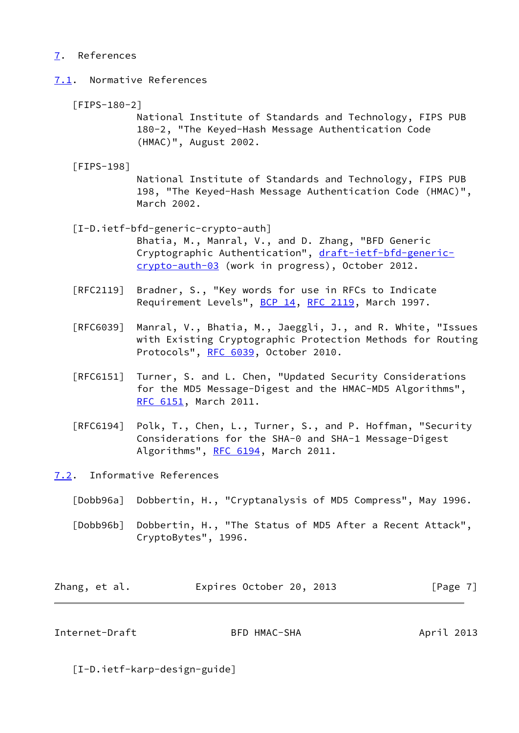## 7. References

### 7.1. Normative References

[FIPS-180-2]
National Institute of Standards and Technology, FIPS PUB 180-2, "The Keyed-Hash Message Authentication Code (HMAC)", August 2002.

[FIPS-198]
National Institute of Standards and Technology, FIPS PUB 198, "The Keyed-Hash Message Authentication Code (HMAC)", March 2002.

[I-D.ietf-bfd-generic-crypto-auth]
Bhatia, M., Manral, V., and D. Zhang, "BFD Generic Cryptographic Authentication", draft-ietf-bfd-generic-crypto-auth-03 (work in progress), October 2012.

[RFC2119] Bradner, S., "Key words for use in RFCs to Indicate Requirement Levels", BCP 14, RFC 2119, March 1997.

[RFC6039] Manral, V., Bhatia, M., Jaeggli, J., and R. White, "Issues with Existing Cryptographic Protection Methods for Routing Protocols", RFC 6039, October 2010.

[RFC6151] Turner, S. and L. Chen, "Updated Security Considerations for the MD5 Message-Digest and the HMAC-MD5 Algorithms", RFC 6151, March 2011.

[RFC6194] Polk, T., Chen, L., Turner, S., and P. Hoffman, "Security Considerations for the SHA-0 and SHA-1 Message-Digest Algorithms", RFC 6194, March 2011.

### 7.2. Informative References

[Dobb96a] Dobbertin, H., "Cryptanalysis of MD5 Compress", May 1996.

[Dobb96b] Dobbertin, H., "The Status of MD5 After a Recent Attack", CryptoBytes", 1996.

[I-D.ietf-karp-design-guide]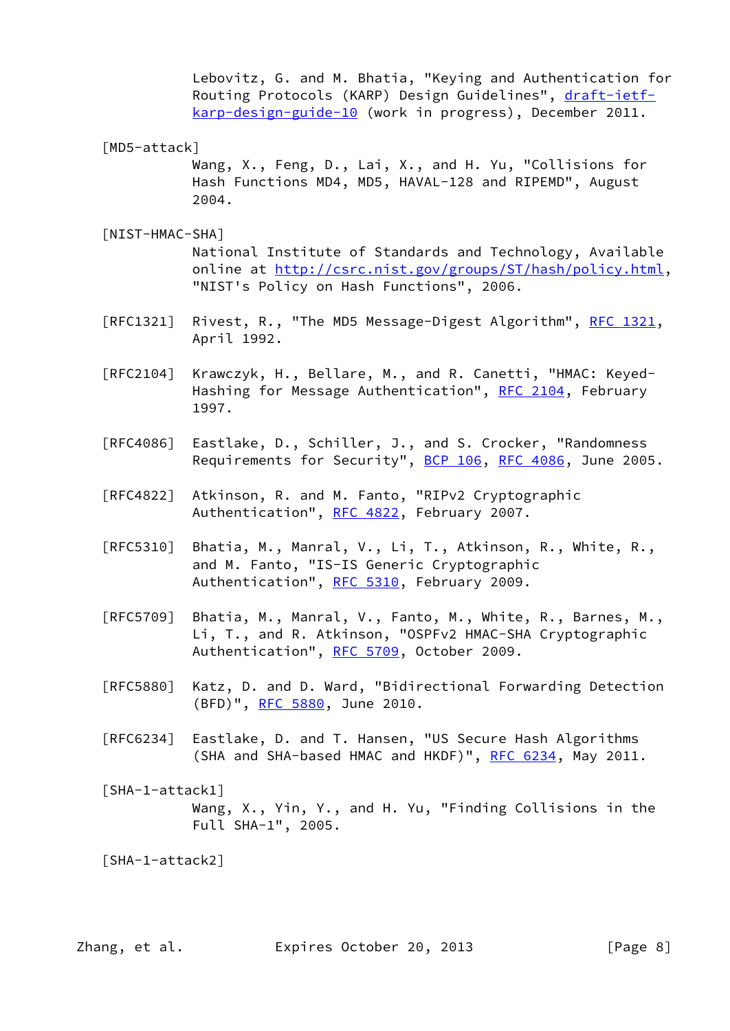Lebovitz, G. and M. Bhatia, "Keying and Authentication for Routing Protocols (KARP) Design Guidelines", draft-ietf-karp-design-guide-10 (work in progress), December 2011.

[MD5-attack]
Wang, X., Feng, D., Lai, X., and H. Yu, "Collisions for Hash Functions MD4, MD5, HAVAL-128 and RIPEMD", August 2004.

[NIST-HMAC-SHA]
National Institute of Standards and Technology, Available online at http://csrc.nist.gov/groups/ST/hash/policy.html, "NIST's Policy on Hash Functions", 2006.

[RFC1321] Rivest, R., "The MD5 Message-Digest Algorithm", RFC 1321, April 1992.

[RFC2104] Krawczyk, H., Bellare, M., and R. Canetti, "HMAC: Keyed-Hashing for Message Authentication", RFC 2104, February 1997.

[RFC4086] Eastlake, D., Schiller, J., and S. Crocker, "Randomness Requirements for Security", BCP 106, RFC 4086, June 2005.

[RFC4822] Atkinson, R. and M. Fanto, "RIPv2 Cryptographic Authentication", RFC 4822, February 2007.

[RFC5310] Bhatia, M., Manral, V., Li, T., Atkinson, R., White, R., and M. Fanto, "IS-IS Generic Cryptographic Authentication", RFC 5310, February 2009.

[RFC5709] Bhatia, M., Manral, V., Fanto, M., White, R., Barnes, M., Li, T., and R. Atkinson, "OSPFv2 HMAC-SHA Cryptographic Authentication", RFC 5709, October 2009.

[RFC5880] Katz, D. and D. Ward, "Bidirectional Forwarding Detection (BFD)", RFC 5880, June 2010.

[RFC6234] Eastlake, D. and T. Hansen, "US Secure Hash Algorithms (SHA and SHA-based HMAC and HKDF)", RFC 6234, May 2011.

[SHA-1-attack1]
Wang, X., Yin, Y., and H. Yu, "Finding Collisions in the Full SHA-1", 2005.

[SHA-1-attack2]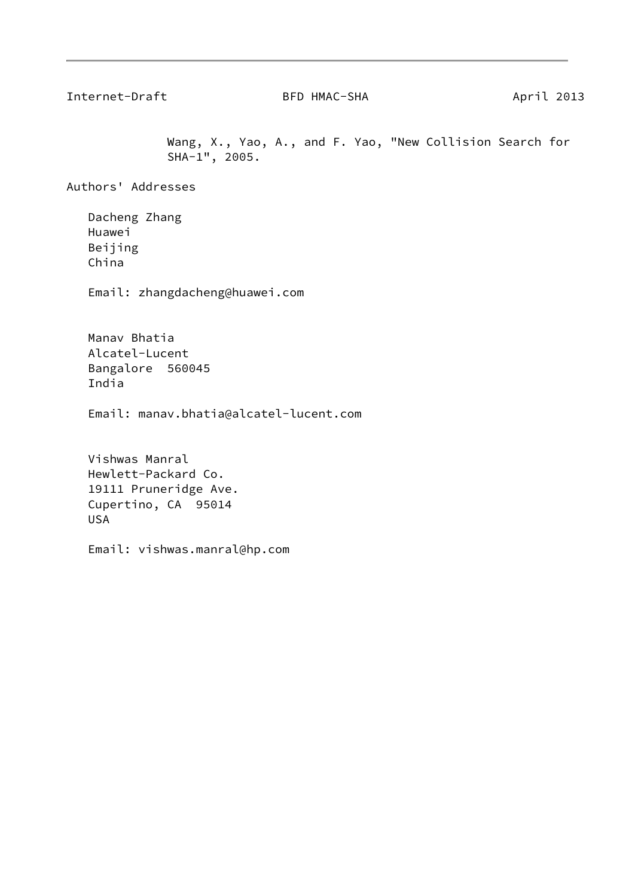Wang, X., Yao, A., and F. Yao, "New Collision Search for SHA-1", 2005.

## Authors' Addresses

Dacheng Zhang
Huawei
Beijing
China

Email: zhangdacheng@huawei.com

Manav Bhatia
Alcatel-Lucent
Bangalore 560045
India

Email: manav.bhatia@alcatel-lucent.com

Vishwas Manral
Hewlett-Packard Co.
19111 Pruneridge Ave.
Cupertino, CA 95014
USA

Email: vishwas.manral@hp.com